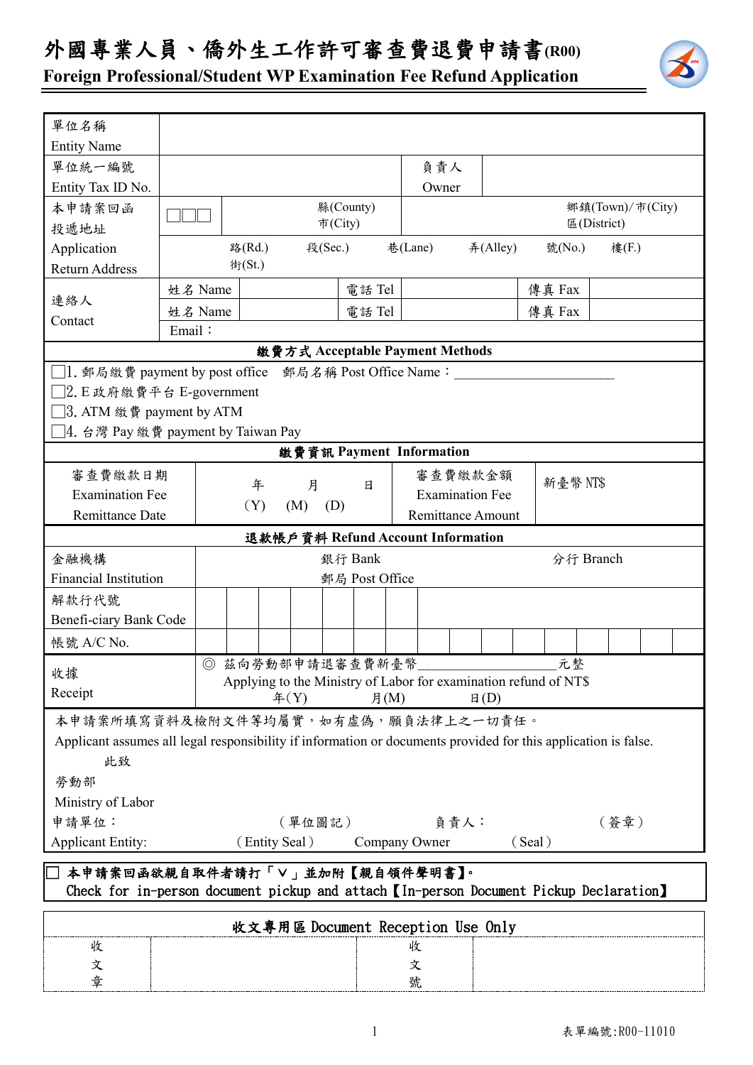# 外國專業人員、僑外生工作許可審查費退費申請書(R00)

## Foreign Professional/Student WP Examination Fee Refund Application

| 單位名稱 Entity Name | | | |
|---|---|---|---|
| 單位統一編號 Entity Tax ID No. | | 負責人 Owner | |
| 本申請案回函投遞地址 Application Return Address | □□□ 縣(County) 市(City) 鄉鎮(Town)/市(City) 區(District) | | |
| | 路(Rd.) 街(St.) 段(Sec.) 巷(Lane) 弄(Alley) 號(No.) 樓(F.) | | |
| 連絡人 Contact | 姓名 Name | 電話 Tel | 傳真 Fax |
| | 姓名 Name | 電話 Tel | 傳真 Fax |
| | Email： | | |

**繳費方式 Acceptable Payment Methods**

- □1. 郵局繳費 payment by post office　郵局名稱 Post Office Name：________________________
- □2. E政府繳費平台 E-government
- □3. ATM 繳費 payment by ATM
- □4. 台灣 Pay 繳費 payment by Taiwan Pay

**繳費資訊 Payment Information**

| 審查費繳款日期 Examination Fee Remittance Date | 年(Y) 月(M) 日(D) | 審查費繳款金額 Examination Fee Remittance Amount | 新臺幣 NT$ |
|---|---|---|---|

**退款帳戶資料 Refund Account Information**

| 金融機構 Financial Institution | 銀行 Bank 郵局 Post Office　　　　分行 Branch |
|---|---|
| 解款行代號 Benefi-ciary Bank Code | □□□□□□□ |
| 帳號 A/C No. | □□□□□□□□□□□□□□□□ |
| 收據 Receipt | ◎ 茲向勞動部申請退審查費新臺幣____________________元整<br>Applying to the Ministry of Labor for examination refund of NT$<br>年(Y)　　　月(M)　　　日(D) |

本申請案所填寫資料及檢附文件等均屬實，如有虛偽，願負法律上之一切責任。

Applicant assumes all legal responsibility if information or documents provided for this application is false.

此致

勞動部

Ministry of Labor

申請單位：　　　　（單位圖記）　　　　負責人：　　　　（簽章）

Applicant Entity:　　　（Entity Seal）　　Company Owner　　　（Seal）

□ **本申請案回函欲親自取件者請打「∨」並加附【親自領件聲明書】。**
**Check for in-person document pickup and attach【In-person Document Pickup Declaration】**

**收文專用區 Document Reception Use Only**

| 收文章 | | 收文號 | |
|---|---|---|---|

表單編號:R00-11010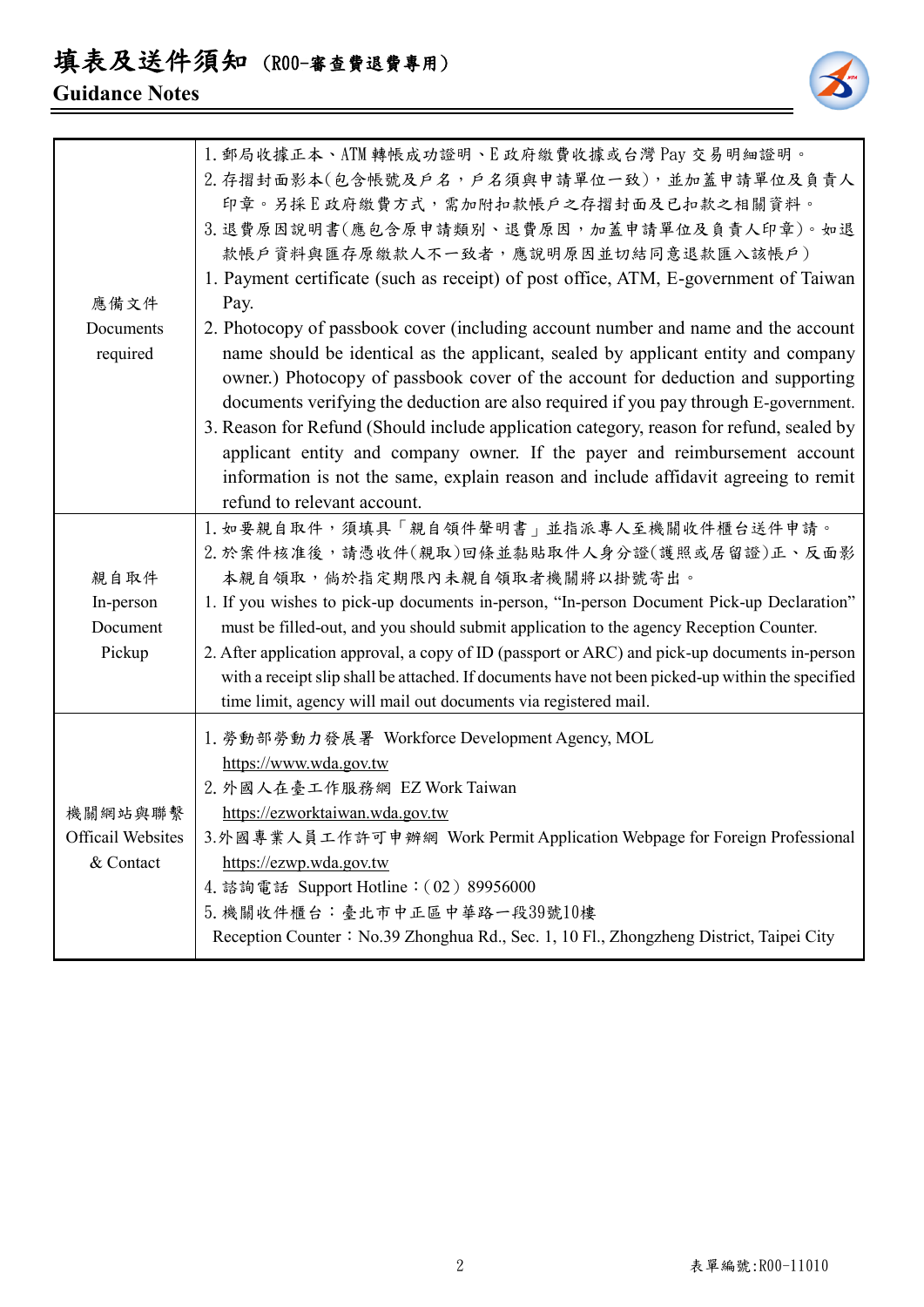# 填表及送件須知 (R00-審查費退費專用)

## Guidance Notes

| | |
|---|---|
| 應備文件<br>Documents required | 1. 郵局收據正本、ATM 轉帳成功證明、E 政府繳費收據或台灣 Pay 交易明細證明。<br>2. 存摺封面影本(包含帳號及戶名，戶名須與申請單位一致)，並加蓋申請單位及負責人印章。另採 E 政府繳費方式，需加附扣款帳戶之存摺封面及已扣款之相關資料。<br>3. 退費原因說明書(應包含原申請類別、退費原因，加蓋申請單位及負責人印章)。如退款帳戶資料與匯存原繳款人不一致者，應說明原因並切結同意退款匯入該帳戶)<br>1. Payment certificate (such as receipt) of post office, ATM, E-government of Taiwan Pay.<br>2. Photocopy of passbook cover (including account number and name and the account name should be identical as the applicant, sealed by applicant entity and company owner.) Photocopy of passbook cover of the account for deduction and supporting documents verifying the deduction are also required if you pay through E-government.<br>3. Reason for Refund (Should include application category, reason for refund, sealed by applicant entity and company owner. If the payer and reimbursement account information is not the same, explain reason and include affidavit agreeing to remit refund to relevant account. |
| 親自取件<br>In-person Document Pickup | 1. 如要親自取件，須填具「親自領件聲明書」並指派專人至機關收件櫃台送件申請。<br>2. 於案件核准後，請憑收件(親取)回條並黏貼取件人身分證(護照或居留證)正、反面影本親自領取，倘於指定期限內未親自領取者機關將以掛號寄出。<br>1. If you wishes to pick-up documents in-person, "In-person Document Pick-up Declaration" must be filled-out, and you should submit application to the agency Reception Counter.<br>2. After application approval, a copy of ID (passport or ARC) and pick-up documents in-person with a receipt slip shall be attached. If documents have not been picked-up within the specified time limit, agency will mail out documents via registered mail. |
| 機關網站與聯繫<br>Officail Websites & Contact | 1. 勞動部勞動力發展署 Workforce Development Agency, MOL<br>https://www.wda.gov.tw<br>2. 外國人在臺工作服務網 EZ Work Taiwan<br>https://ezworktaiwan.wda.gov.tw<br>3.外國專業人員工作許可申辦網 Work Permit Application Webpage for Foreign Professional<br>https://ezwp.wda.gov.tw<br>4. 諮詢電話 Support Hotline：( 02 ) 89956000<br>5. 機關收件櫃台：臺北市中正區中華路一段39號10樓<br>Reception Counter：No.39 Zhonghua Rd., Sec. 1, 10 Fl., Zhongzheng District, Taipei City |

表單編號:R00-11010